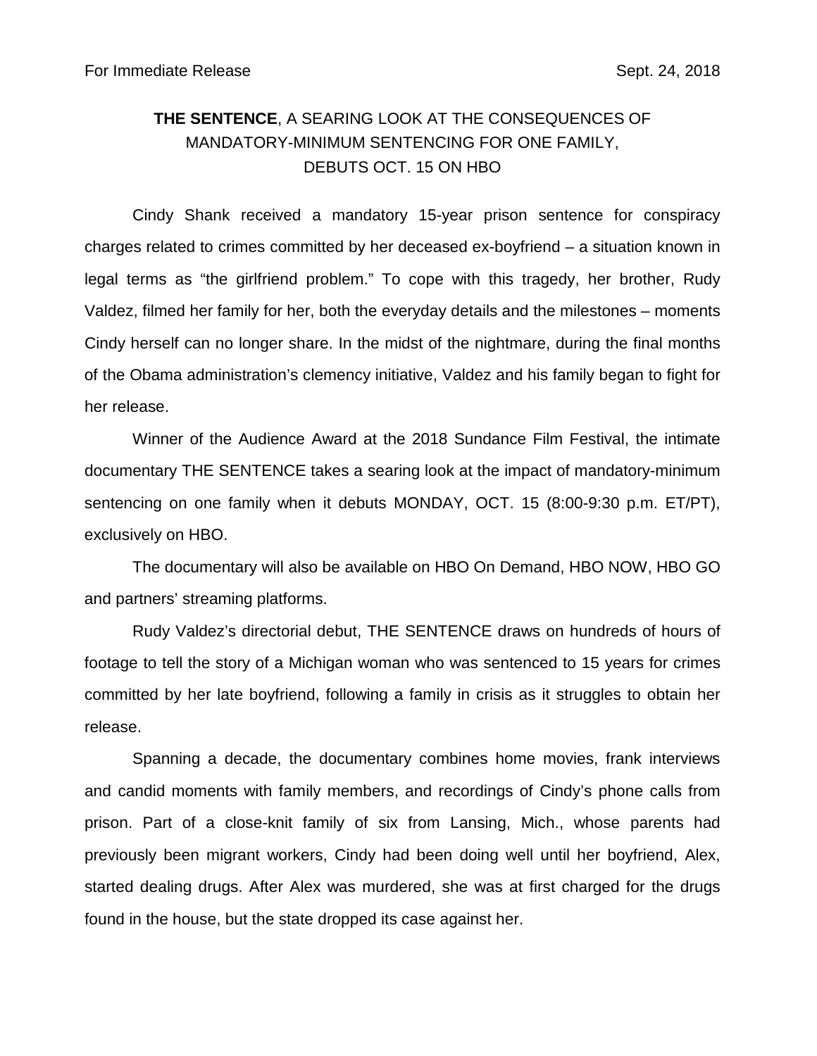For Immediate Release Sept. 24, 2018

# **THE SENTENCE**, A SEARING LOOK AT THE CONSEQUENCES OF MANDATORY-MINIMUM SENTENCING FOR ONE FAMILY, DEBUTS OCT. 15 ON HBO

Cindy Shank received a mandatory 15-year prison sentence for conspiracy charges related to crimes committed by her deceased ex-boyfriend – a situation known in legal terms as "the girlfriend problem." To cope with this tragedy, her brother, Rudy Valdez, filmed her family for her, both the everyday details and the milestones – moments Cindy herself can no longer share. In the midst of the nightmare, during the final months of the Obama administration's clemency initiative, Valdez and his family began to fight for her release.

Winner of the Audience Award at the 2018 Sundance Film Festival, the intimate documentary THE SENTENCE takes a searing look at the impact of mandatory-minimum sentencing on one family when it debuts MONDAY, OCT. 15 (8:00-9:30 p.m. ET/PT), exclusively on HBO.

The documentary will also be available on HBO On Demand, HBO NOW, HBO GO and partners' streaming platforms.

Rudy Valdez's directorial debut, THE SENTENCE draws on hundreds of hours of footage to tell the story of a Michigan woman who was sentenced to 15 years for crimes committed by her late boyfriend, following a family in crisis as it struggles to obtain her release.

Spanning a decade, the documentary combines home movies, frank interviews and candid moments with family members, and recordings of Cindy's phone calls from prison. Part of a close-knit family of six from Lansing, Mich., whose parents had previously been migrant workers, Cindy had been doing well until her boyfriend, Alex, started dealing drugs. After Alex was murdered, she was at first charged for the drugs found in the house, but the state dropped its case against her.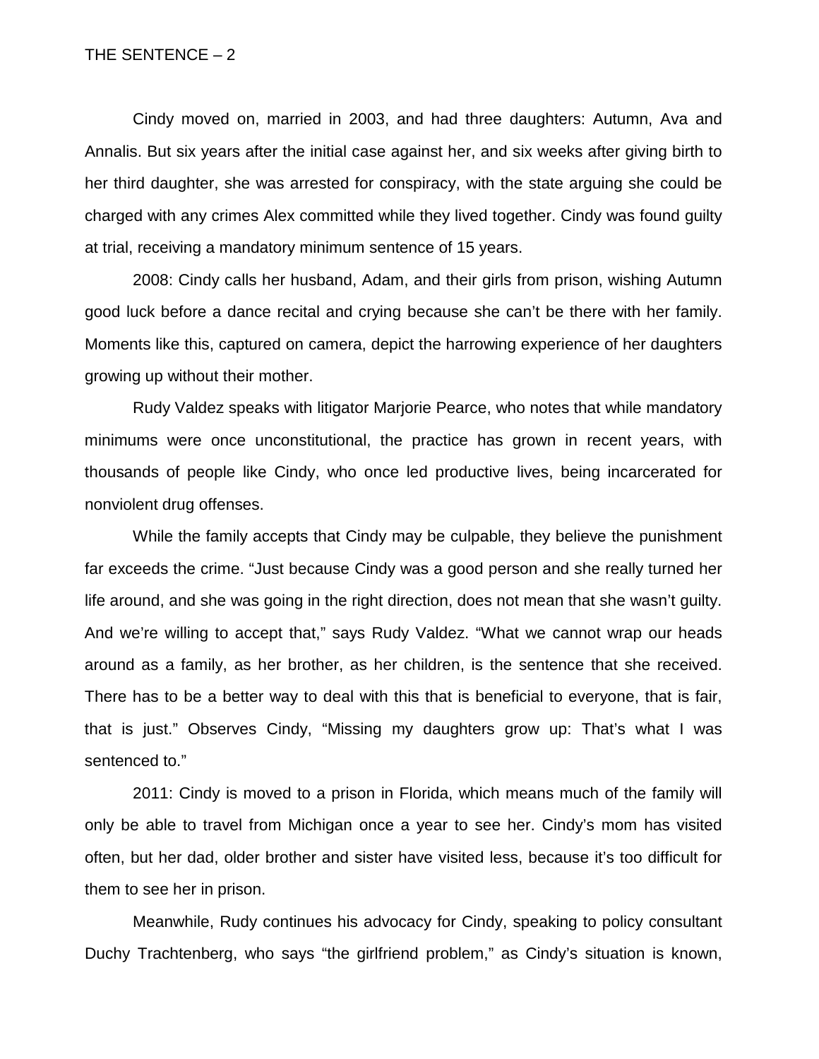Cindy moved on, married in 2003, and had three daughters: Autumn, Ava and Annalis. But six years after the initial case against her, and six weeks after giving birth to her third daughter, she was arrested for conspiracy, with the state arguing she could be charged with any crimes Alex committed while they lived together. Cindy was found guilty at trial, receiving a mandatory minimum sentence of 15 years.

2008: Cindy calls her husband, Adam, and their girls from prison, wishing Autumn good luck before a dance recital and crying because she can't be there with her family. Moments like this, captured on camera, depict the harrowing experience of her daughters growing up without their mother.

Rudy Valdez speaks with litigator Marjorie Pearce, who notes that while mandatory minimums were once unconstitutional, the practice has grown in recent years, with thousands of people like Cindy, who once led productive lives, being incarcerated for nonviolent drug offenses.

While the family accepts that Cindy may be culpable, they believe the punishment far exceeds the crime. "Just because Cindy was a good person and she really turned her life around, and she was going in the right direction, does not mean that she wasn't guilty. And we're willing to accept that," says Rudy Valdez. "What we cannot wrap our heads around as a family, as her brother, as her children, is the sentence that she received. There has to be a better way to deal with this that is beneficial to everyone, that is fair, that is just." Observes Cindy, "Missing my daughters grow up: That's what I was sentenced to."

2011: Cindy is moved to a prison in Florida, which means much of the family will only be able to travel from Michigan once a year to see her. Cindy's mom has visited often, but her dad, older brother and sister have visited less, because it's too difficult for them to see her in prison.

Meanwhile, Rudy continues his advocacy for Cindy, speaking to policy consultant Duchy Trachtenberg, who says "the girlfriend problem," as Cindy's situation is known,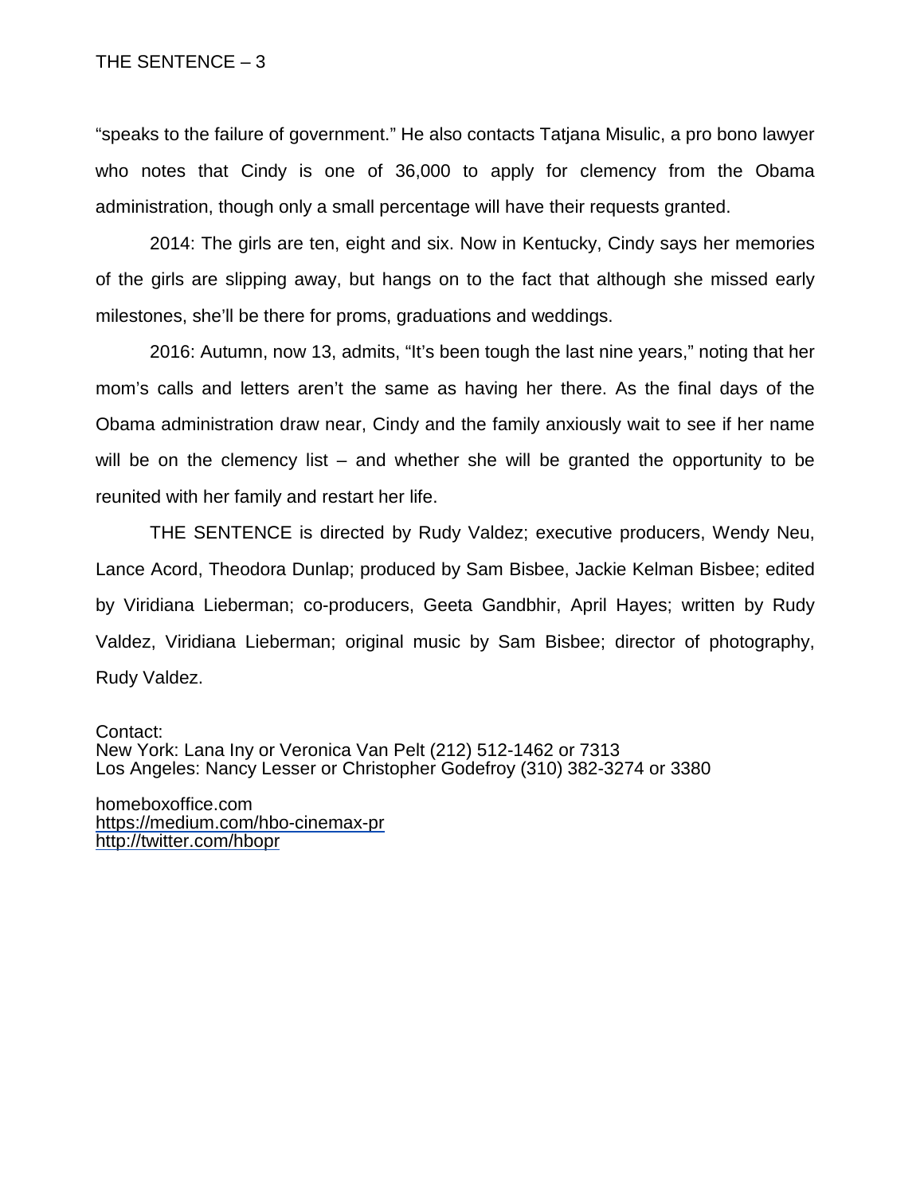"speaks to the failure of government." He also contacts Tatjana Misulic, a pro bono lawyer who notes that Cindy is one of 36,000 to apply for clemency from the Obama administration, though only a small percentage will have their requests granted.

2014: The girls are ten, eight and six. Now in Kentucky, Cindy says her memories of the girls are slipping away, but hangs on to the fact that although she missed early milestones, she'll be there for proms, graduations and weddings.

2016: Autumn, now 13, admits, "It's been tough the last nine years," noting that her mom's calls and letters aren't the same as having her there. As the final days of the Obama administration draw near, Cindy and the family anxiously wait to see if her name will be on the clemency list – and whether she will be granted the opportunity to be reunited with her family and restart her life.

THE SENTENCE is directed by Rudy Valdez; executive producers, Wendy Neu, Lance Acord, Theodora Dunlap; produced by Sam Bisbee, Jackie Kelman Bisbee; edited by Viridiana Lieberman; co-producers, Geeta Gandbhir, April Hayes; written by Rudy Valdez, Viridiana Lieberman; original music by Sam Bisbee; director of photography, Rudy Valdez.

Contact:
New York: Lana Iny or Veronica Van Pelt (212) 512-1462 or 7313
Los Angeles: Nancy Lesser or Christopher Godefroy (310) 382-3274 or 3380

homeboxoffice.com
https://medium.com/hbo-cinemax-pr
http://twitter.com/hbopr